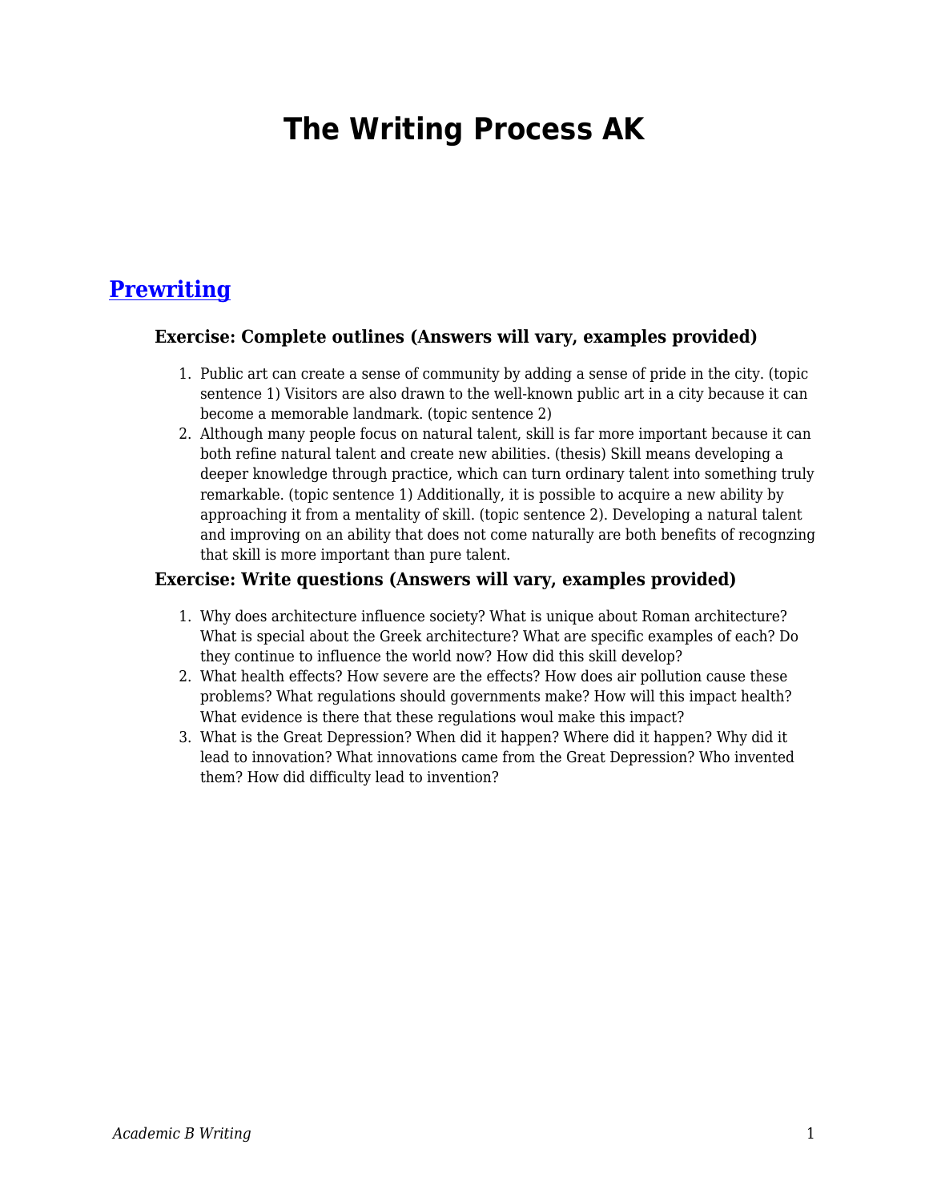# The Writing Process AK

## Prewriting

### Exercise: Complete outlines (Answers will vary, examples provided)

1. Public art can create a sense of community by adding a sense of pride in the city. (topic sentence 1) Visitors are also drawn to the well-known public art in a city because it can become a memorable landmark. (topic sentence 2)
2. Although many people focus on natural talent, skill is far more important because it can both refine natural talent and create new abilities. (thesis) Skill means developing a deeper knowledge through practice, which can turn ordinary talent into something truly remarkable. (topic sentence 1) Additionally, it is possible to acquire a new ability by approaching it from a mentality of skill. (topic sentence 2). Developing a natural talent and improving on an ability that does not come naturally are both benefits of recognzing that skill is more important than pure talent.

### Exercise: Write questions (Answers will vary, examples provided)

1. Why does architecture influence society? What is unique about Roman architecture? What is special about the Greek architecture? What are specific examples of each? Do they continue to influence the world now? How did this skill develop?
2. What health effects? How severe are the effects? How does air pollution cause these problems? What regulations should governments make? How will this impact health? What evidence is there that these regulations woul make this impact?
3. What is the Great Depression? When did it happen? Where did it happen? Why did it lead to innovation? What innovations came from the Great Depression? Who invented them? How did difficulty lead to invention?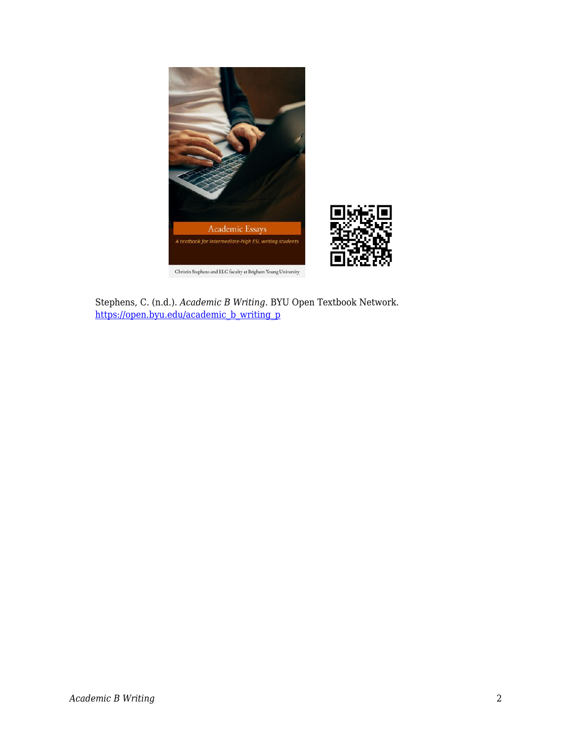Stephens, C. (n.d.). *Academic B Writing*. BYU Open Textbook Network. https://open.byu.edu/academic_b_writing_p